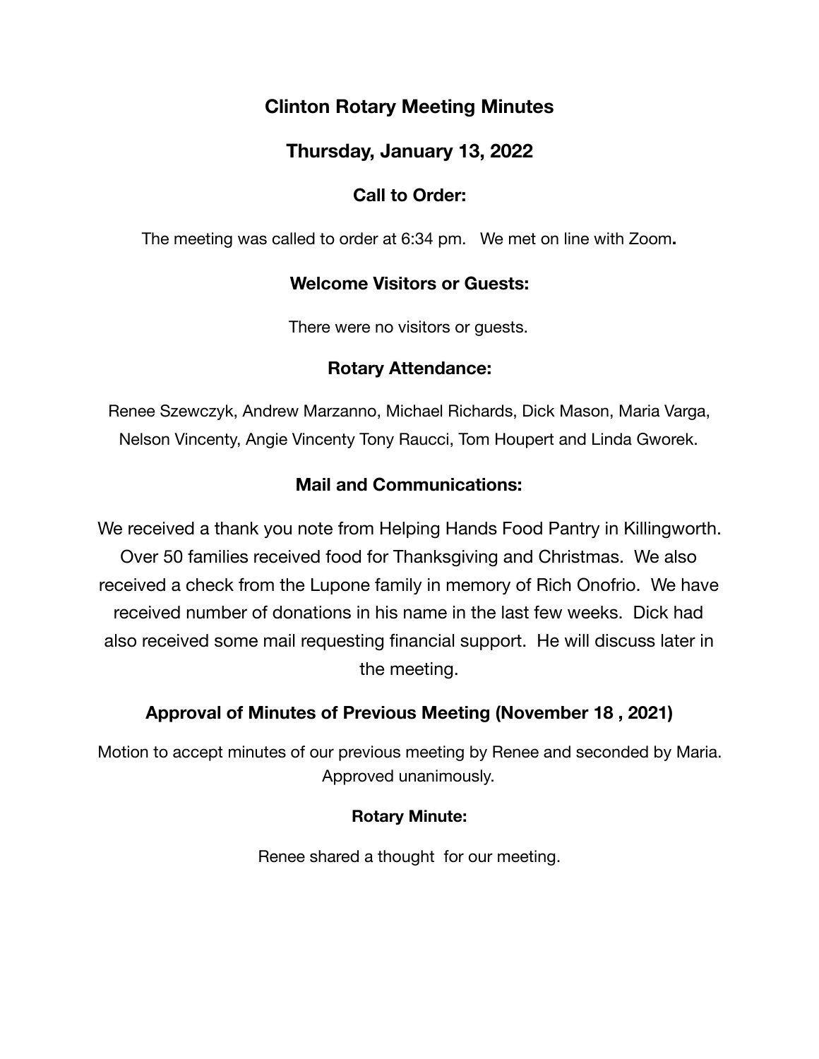# Clinton Rotary Meeting Minutes

## Thursday, January 13, 2022

### Call to Order:

The meeting was called to order at 6:34 pm. We met on line with Zoom**.**

### Welcome Visitors or Guests:

There were no visitors or guests.

### Rotary Attendance:

Renee Szewczyk, Andrew Marzanno, Michael Richards, Dick Mason, Maria Varga, Nelson Vincenty, Angie Vincenty Tony Raucci, Tom Houpert and Linda Gworek.

### Mail and Communications:

We received a thank you note from Helping Hands Food Pantry in Killingworth. Over 50 families received food for Thanksgiving and Christmas. We also received a check from the Lupone family in memory of Rich Onofrio. We have received number of donations in his name in the last few weeks. Dick had also received some mail requesting financial support. He will discuss later in the meeting.

### Approval of Minutes of Previous Meeting (November 18 , 2021)

Motion to accept minutes of our previous meeting by Renee and seconded by Maria. Approved unanimously.

#### Rotary Minute:

Renee shared a thought for our meeting.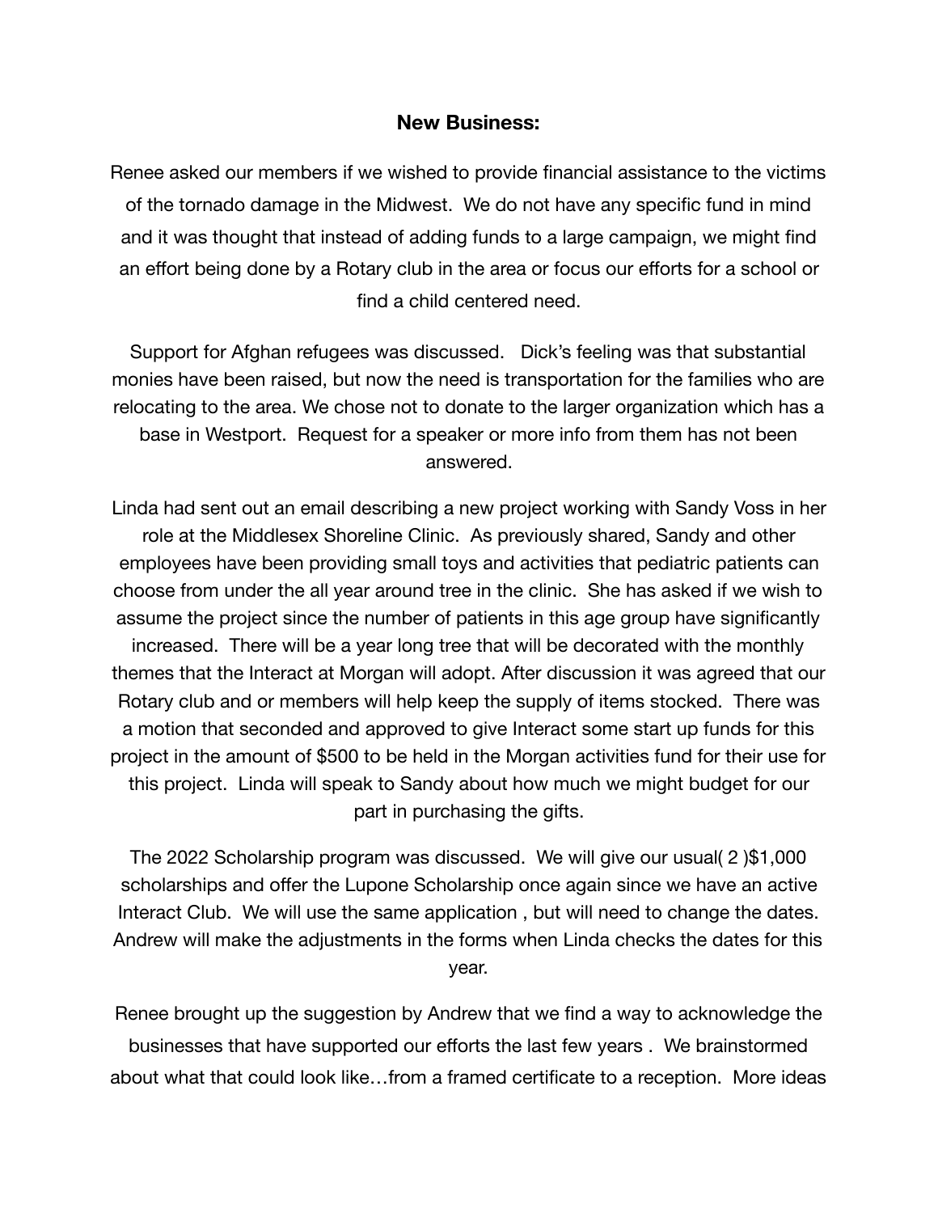**New Business:**

Renee asked our members if we wished to provide financial assistance to the victims of the tornado damage in the Midwest. We do not have any specific fund in mind and it was thought that instead of adding funds to a large campaign, we might find an effort being done by a Rotary club in the area or focus our efforts for a school or find a child centered need.

Support for Afghan refugees was discussed. Dick's feeling was that substantial monies have been raised, but now the need is transportation for the families who are relocating to the area. We chose not to donate to the larger organization which has a base in Westport. Request for a speaker or more info from them has not been answered.

Linda had sent out an email describing a new project working with Sandy Voss in her role at the Middlesex Shoreline Clinic. As previously shared, Sandy and other employees have been providing small toys and activities that pediatric patients can choose from under the all year around tree in the clinic. She has asked if we wish to assume the project since the number of patients in this age group have significantly increased. There will be a year long tree that will be decorated with the monthly themes that the Interact at Morgan will adopt. After discussion it was agreed that our Rotary club and or members will help keep the supply of items stocked. There was a motion that seconded and approved to give Interact some start up funds for this project in the amount of $500 to be held in the Morgan activities fund for their use for this project. Linda will speak to Sandy about how much we might budget for our part in purchasing the gifts.

The 2022 Scholarship program was discussed. We will give our usual( 2 )$1,000 scholarships and offer the Lupone Scholarship once again since we have an active Interact Club. We will use the same application , but will need to change the dates. Andrew will make the adjustments in the forms when Linda checks the dates for this year.

Renee brought up the suggestion by Andrew that we find a way to acknowledge the businesses that have supported our efforts the last few years . We brainstormed about what that could look like…from a framed certificate to a reception. More ideas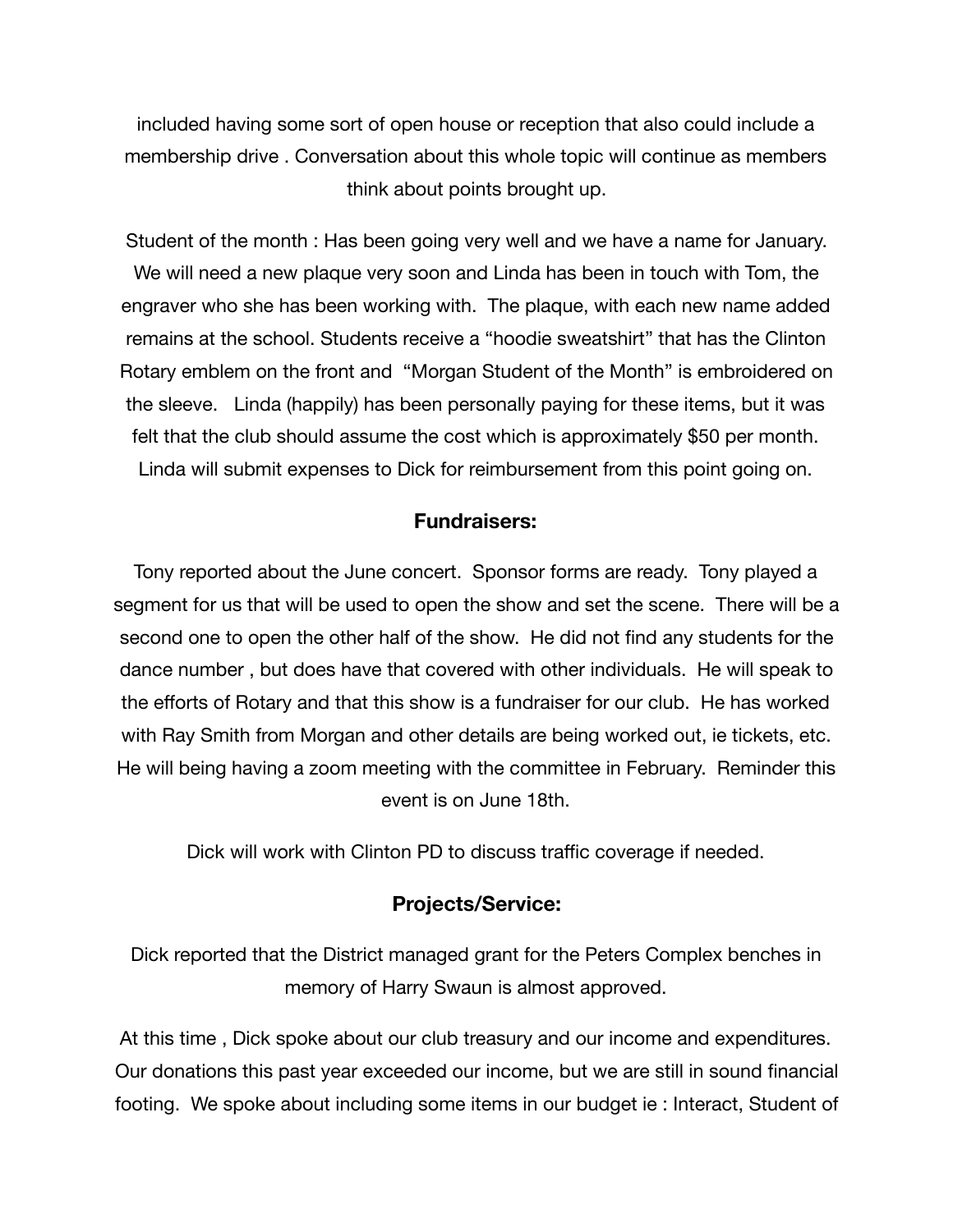included having some sort of open house or reception that also could include a membership drive . Conversation about this whole topic will continue as members think about points brought up.

Student of the month : Has been going very well and we have a name for January. We will need a new plaque very soon and Linda has been in touch with Tom, the engraver who she has been working with. The plaque, with each new name added remains at the school. Students receive a "hoodie sweatshirt" that has the Clinton Rotary emblem on the front and "Morgan Student of the Month" is embroidered on the sleeve. Linda (happily) has been personally paying for these items, but it was felt that the club should assume the cost which is approximately $50 per month. Linda will submit expenses to Dick for reimbursement from this point going on.

## Fundraisers:

Tony reported about the June concert. Sponsor forms are ready. Tony played a segment for us that will be used to open the show and set the scene. There will be a second one to open the other half of the show. He did not find any students for the dance number , but does have that covered with other individuals. He will speak to the efforts of Rotary and that this show is a fundraiser for our club. He has worked with Ray Smith from Morgan and other details are being worked out, ie tickets, etc. He will being having a zoom meeting with the committee in February. Reminder this event is on June 18th.

Dick will work with Clinton PD to discuss traffic coverage if needed.

## Projects/Service:

Dick reported that the District managed grant for the Peters Complex benches in memory of Harry Swaun is almost approved.

At this time , Dick spoke about our club treasury and our income and expenditures. Our donations this past year exceeded our income, but we are still in sound financial footing. We spoke about including some items in our budget ie : Interact, Student of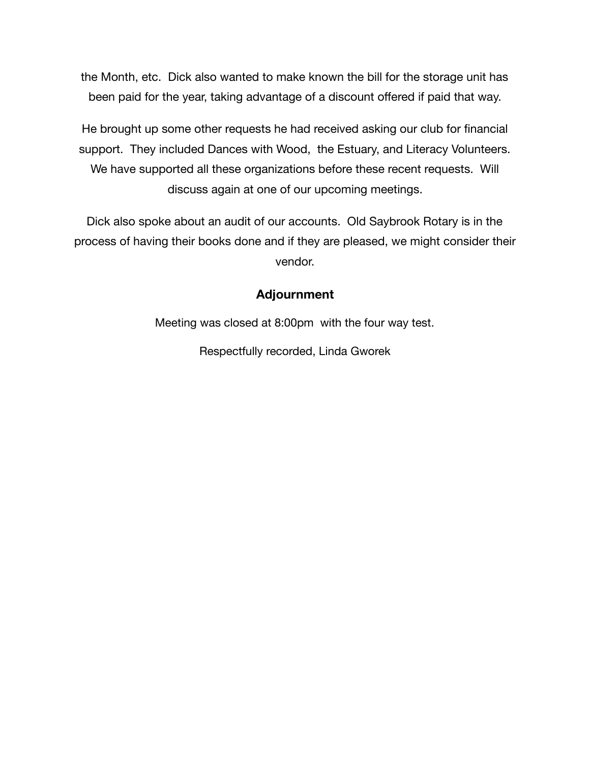the Month, etc. Dick also wanted to make known the bill for the storage unit has been paid for the year, taking advantage of a discount offered if paid that way.

He brought up some other requests he had received asking our club for financial support. They included Dances with Wood, the Estuary, and Literacy Volunteers. We have supported all these organizations before these recent requests. Will discuss again at one of our upcoming meetings.

Dick also spoke about an audit of our accounts. Old Saybrook Rotary is in the process of having their books done and if they are pleased, we might consider their vendor.

### Adjournment

Meeting was closed at 8:00pm with the four way test.

Respectfully recorded, Linda Gworek